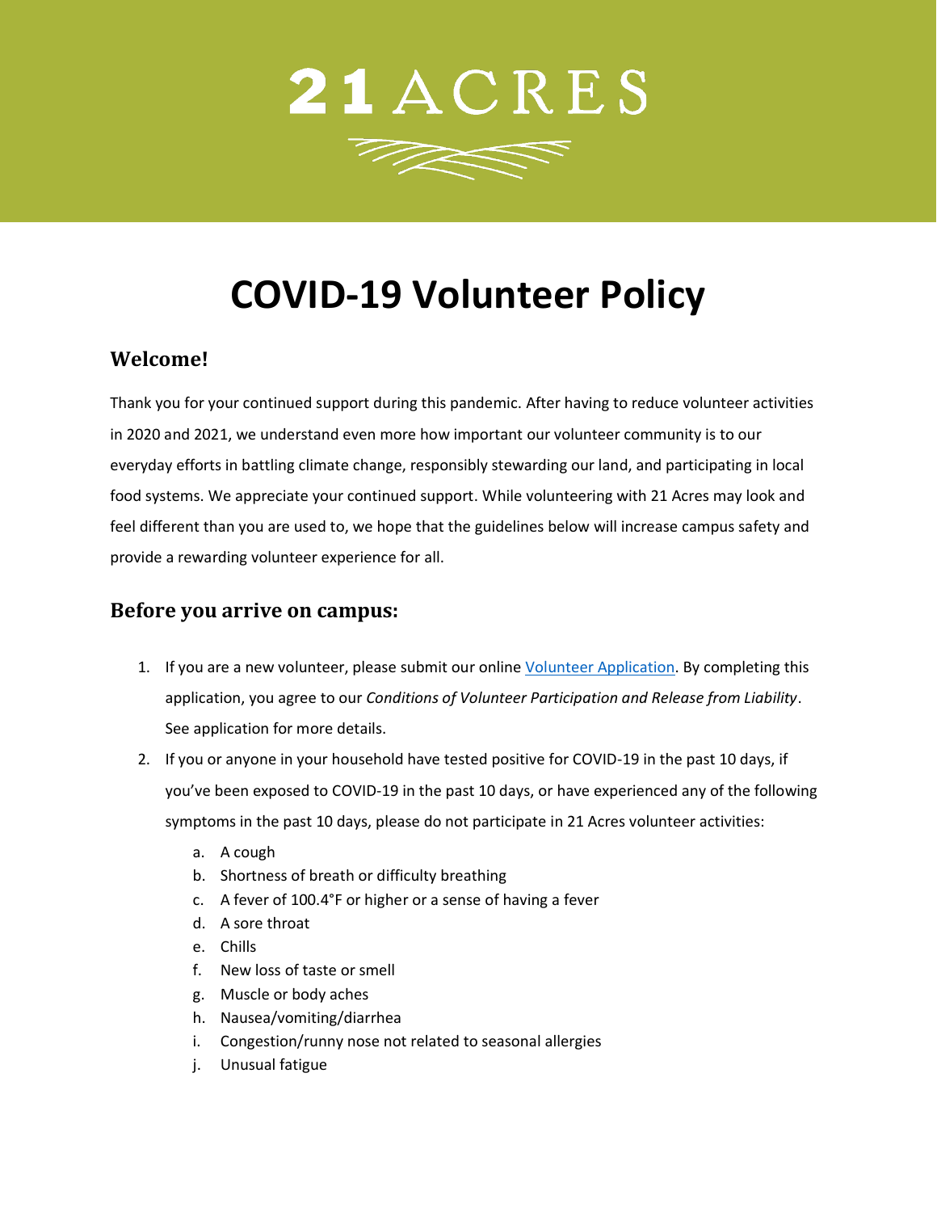# 21 ACRES

# COVID-19 Volunteer Policy

## Welcome!

Thank you for your continued support during this pandemic. After having to reduce volunteer activities in 2020 and 2021, we understand even more how important our volunteer community is to our everyday efforts in battling climate change, responsibly stewarding our land, and participating in local food systems. We appreciate your continued support. While volunteering with 21 Acres may look and feel different than you are used to, we hope that the guidelines below will increase campus safety and provide a rewarding volunteer experience for all.

## Before you arrive on campus:

1. If you are a new volunteer, please submit our online [Volunteer Application](). By completing this application, you agree to our *Conditions of Volunteer Participation and Release from Liability*. See application for more details.
2. If you or anyone in your household have tested positive for COVID-19 in the past 10 days, if you've been exposed to COVID-19 in the past 10 days, or have experienced any of the following symptoms in the past 10 days, please do not participate in 21 Acres volunteer activities:
    a. A cough
    b. Shortness of breath or difficulty breathing
    c. A fever of 100.4°F or higher or a sense of having a fever
    d. A sore throat
    e. Chills
    f. New loss of taste or smell
    g. Muscle or body aches
    h. Nausea/vomiting/diarrhea
    i. Congestion/runny nose not related to seasonal allergies
    j. Unusual fatigue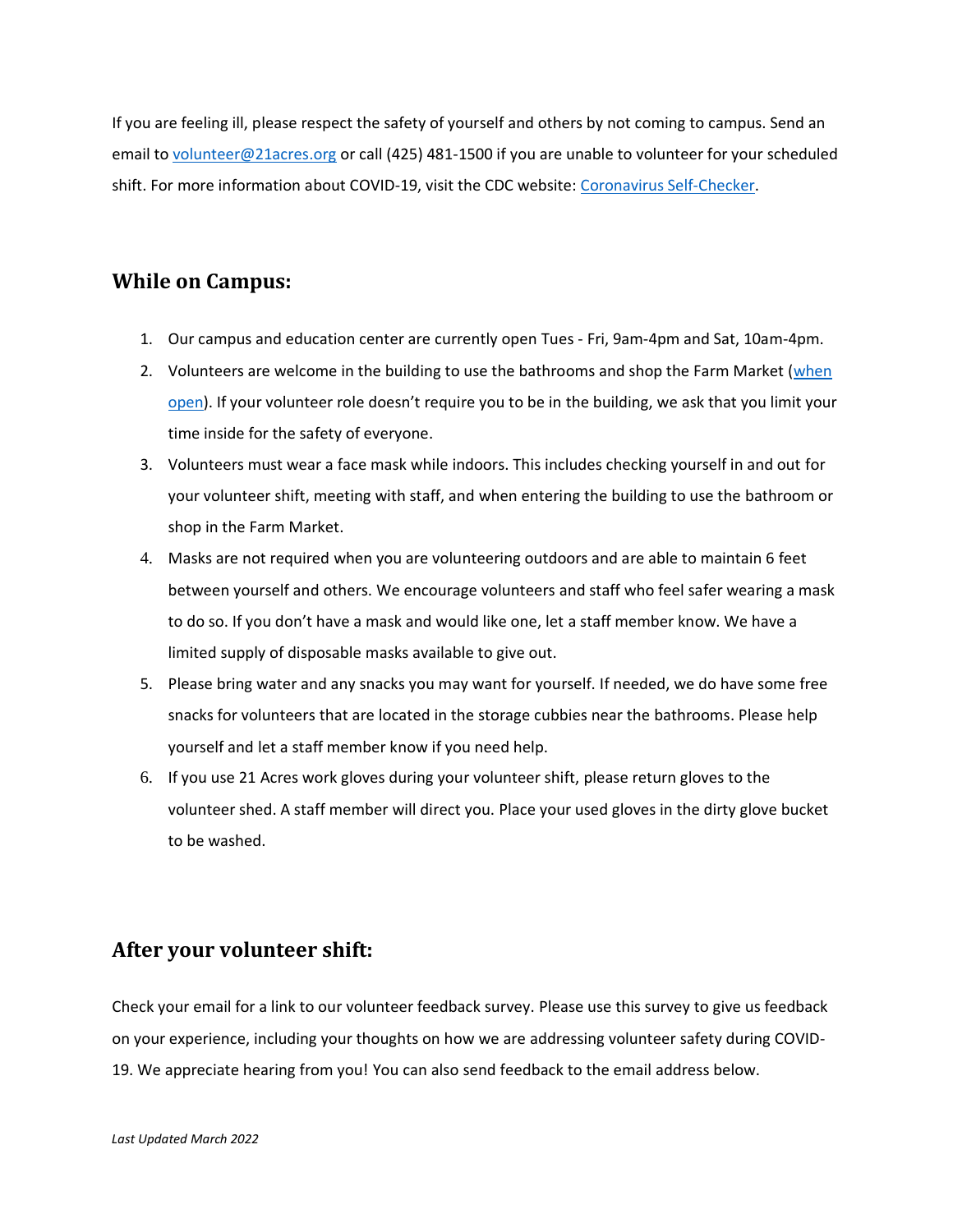If you are feeling ill, please respect the safety of yourself and others by not coming to campus. Send an email to [volunteer@21acres.org](mailto:volunteer@21acres.org) or call (425) 481-1500 if you are unable to volunteer for your scheduled shift. For more information about COVID-19, visit the CDC website: [Coronavirus Self-Checker](#).

## While on Campus:

1. Our campus and education center are currently open Tues - Fri, 9am-4pm and Sat, 10am-4pm.
2. Volunteers are welcome in the building to use the bathrooms and shop the Farm Market ([when open](#)). If your volunteer role doesn't require you to be in the building, we ask that you limit your time inside for the safety of everyone.
3. Volunteers must wear a face mask while indoors. This includes checking yourself in and out for your volunteer shift, meeting with staff, and when entering the building to use the bathroom or shop in the Farm Market.
4. Masks are not required when you are volunteering outdoors and are able to maintain 6 feet between yourself and others. We encourage volunteers and staff who feel safer wearing a mask to do so. If you don't have a mask and would like one, let a staff member know. We have a limited supply of disposable masks available to give out.
5. Please bring water and any snacks you may want for yourself. If needed, we do have some free snacks for volunteers that are located in the storage cubbies near the bathrooms. Please help yourself and let a staff member know if you need help.
6. If you use 21 Acres work gloves during your volunteer shift, please return gloves to the volunteer shed. A staff member will direct you. Place your used gloves in the dirty glove bucket to be washed.

## After your volunteer shift:

Check your email for a link to our volunteer feedback survey. Please use this survey to give us feedback on your experience, including your thoughts on how we are addressing volunteer safety during COVID-19. We appreciate hearing from you! You can also send feedback to the email address below.

*Last Updated March 2022*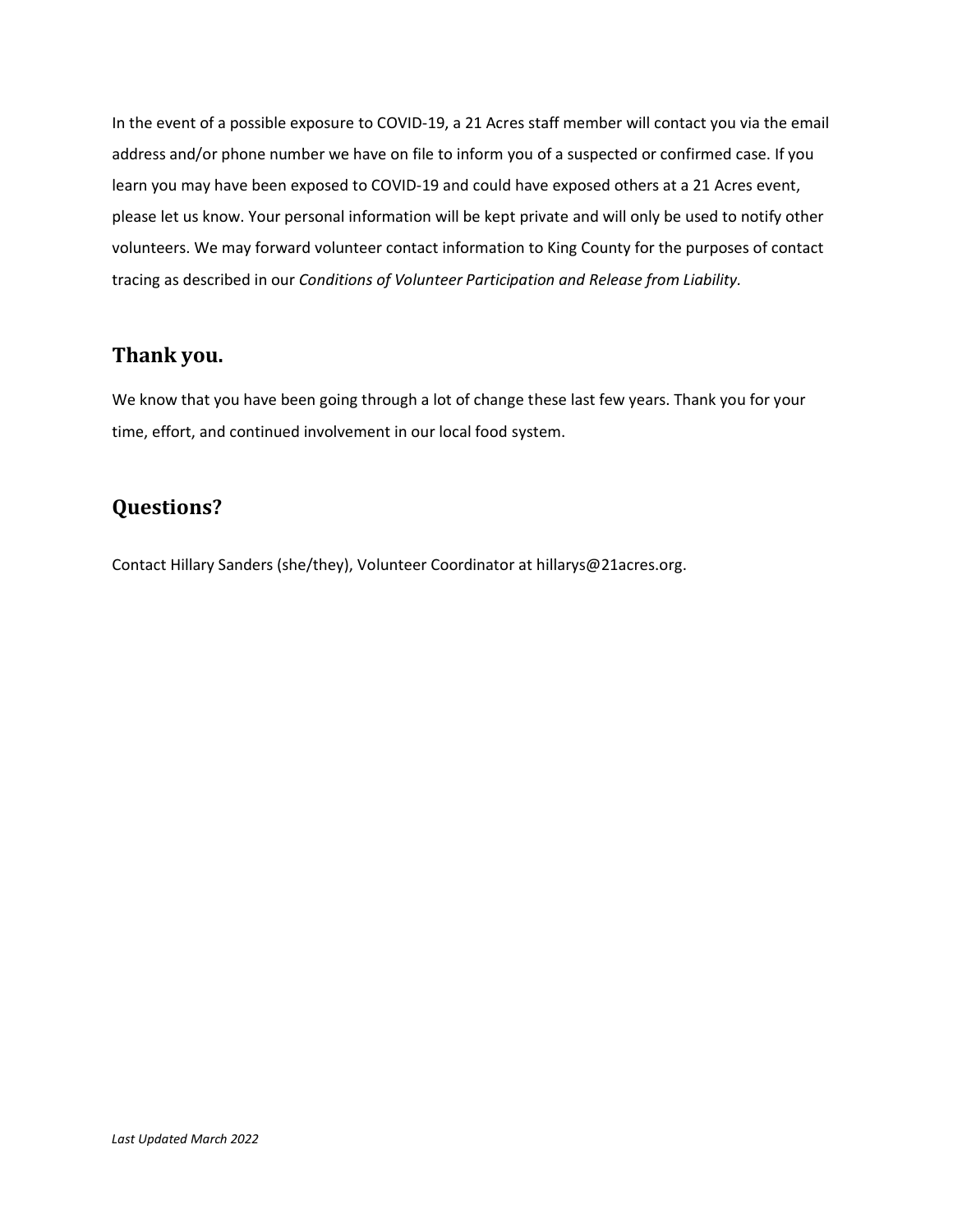In the event of a possible exposure to COVID-19, a 21 Acres staff member will contact you via the email address and/or phone number we have on file to inform you of a suspected or confirmed case. If you learn you may have been exposed to COVID-19 and could have exposed others at a 21 Acres event, please let us know. Your personal information will be kept private and will only be used to notify other volunteers. We may forward volunteer contact information to King County for the purposes of contact tracing as described in our *Conditions of Volunteer Participation and Release from Liability.*

## Thank you.

We know that you have been going through a lot of change these last few years. Thank you for your time, effort, and continued involvement in our local food system.

## Questions?

Contact Hillary Sanders (she/they), Volunteer Coordinator at hillarys@21acres.org.

*Last Updated March 2022*